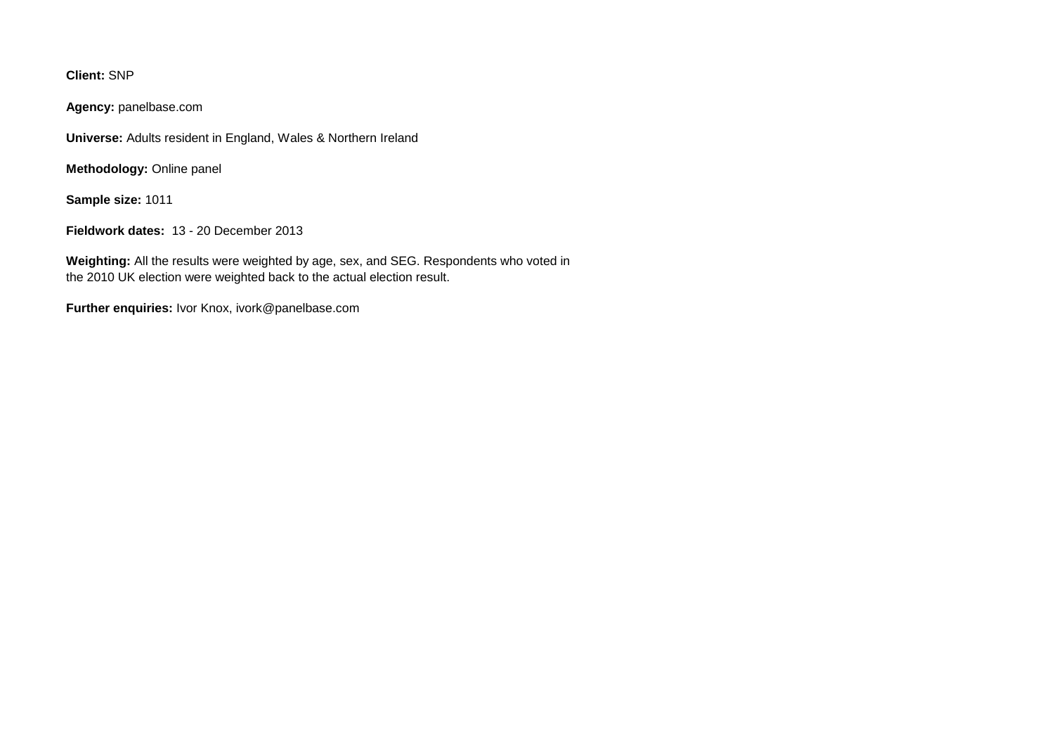**Client:** SNP

**Agency:** panelbase.com

**Universe:** Adults resident in England, Wales & Northern Ireland

**Methodology:** Online panel

**Sample size:** 1011

**Fieldwork dates:** 13 - 20 December 2013

**Weighting:** All the results were weighted by age, sex, and SEG. Respondents who voted in the 2010 UK election were weighted back to the actual election result.

**Further enquiries:** Ivor Knox, ivork@panelbase.com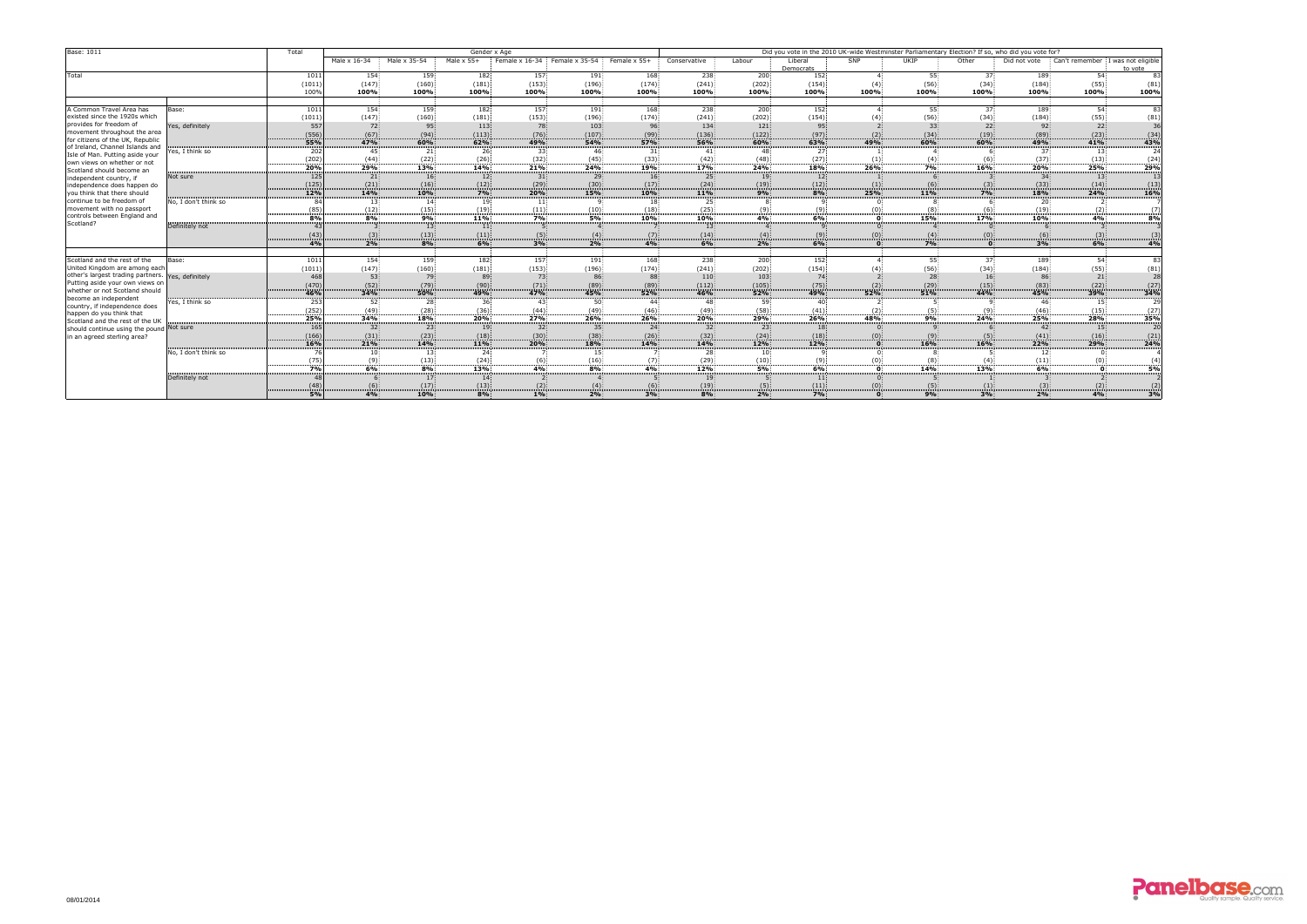| Base: 1011 | | Total | Gender x Age | | | | | | Did you vote in the 2010 UK-wide Westminster Parliamentary Election? If so, who did you vote for? | | | | | | | | |
|---|---|---|---|---|---|---|---|---|---|---|---|---|---|---|---|---|---|
| | | | Male x 16-34 | Male x 35-54 | Male x 55+ | Female x 16-34 | Female x 35-54 | Female x 55+ | Conservative | Labour | Liberal Democrats | SNP | UKIP | Other | Did not vote | Can't remember | I was not eligible to vote |
| Total | | 1011 | 154 | 159 | 182 | 157 | 191 | 168 | 238 | 200 | 152 | 4 | 55 | 37 | 189 | 54 | 83 |
| | | (1011) | (147) | (160) | (181) | (153) | (196) | (174) | (241) | (202) | (154) | (4) | (56) | (34) | (184) | (55) | (81) |
| | | 100% | 100% | 100% | 100% | 100% | 100% | 100% | 100% | 100% | 100% | 100% | 100% | 100% | 100% | 100% | 100% |
| A Common Travel Area has existed since the 1920s which provides for freedom of movement throughout the area for citizens of the UK, Republic of Ireland, Channel Islands and Isle of Man. Putting aside your own views on whether or not Scotland should become an independent country, if independence does happen do you think that there should continue to be freedom of movement with no passport controls between England and Scotland? | Base: | 1011 | 154 | 159 | 182 | 157 | 191 | 168 | 238 | 200 | 152 | 4 | 55 | 37 | 189 | 54 | 83 |
| | | (1011) | (147) | (160) | (181) | (153) | (196) | (174) | (241) | (202) | (154) | (4) | (56) | (34) | (184) | (55) | (81) |
| | Yes, definitely | 557 | 72 | 95 | 113 | 78 | 103 | 96 | 134 | 121 | 95 | 2 | 33 | 22 | 92 | 22 | 36 |
| | | (556) | (67) | (94) | (113) | (76) | (107) | (99) | (136) | (122) | (97) | (2) | (34) | (19) | (89) | (22) | (34) |
| | | 55% | 47% | 60% | 62% | 49% | 54% | 57% | 56% | 60% | 63% | 49% | 60% | 60% | 49% | 41% | 43% |
| | Yes, I think so | 202 | 45 | 21 | 26 | 33 | 46 | 31 | 41 | 48 | 27 | 1 | 4 | 6 | 37 | 13 | 24 |
| | | (202) | (44) | (22) | (26) | (32) | (45) | (33) | (42) | (48) | (27) | (1) | (4) | (6) | (37) | (13) | (24) |
| | | 20% | 29% | 13% | 14% | 21% | 24% | 19% | 17% | 24% | 18% | 26% | 7% | 16% | 20% | 25% | 29% |
| | Not sure | 125 | 21 | 16 | 12 | 31 | 29 | 16 | 25 | 19 | 12 | 1 | 6 | 3 | 34 | 13 | 13 |
| | | (125) | (21) | (16) | (12) | (29) | (30) | (17) | (24) | (19) | (12) | (1) | (6) | (3) | (33) | (14) | (13) |
| | | 12% | 14% | 10% | 7% | 20% | 15% | 10% | 11% | 9% | 8% | 25% | 11% | 7% | 18% | 24% | 16% |
| | No, I don't think so | 84 | 13 | 14 | 19 | 11 | 9 | 18 | 25 | 8 | 9 | 0 | 8 | 6 | 20 | 2 | 7 |
| | | (85) | (12) | (15) | (19) | (11) | (10) | (18) | (25) | (9) | (9) | (0) | (8) | (6) | (19) | (2) | (7) |
| | | 8% | 8% | 9% | 11% | 7% | 5% | 10% | 10% | 4% | 6% | 0 | 15% | 17% | 10% | 4% | 8% |
| | Definitely not | 43 | 3 | 13 | 11 | 5 | 4 | 7 | 13 | 4 | 9 | 0 | 4 | 0 | 6 | 3 | 3 |
| | | (43) | (3) | (13) | (11) | (5) | (4) | (7) | (14) | (4) | (9) | (0) | (4) | (0) | (6) | (3) | (3) |
| | | 4% | 2% | 8% | 6% | 3% | 2% | 4% | 6% | 2% | 6% | 0 | 7% | 0 | 3% | 6% | 4% |
| Scotland and the rest of the United Kingdom are among each other's largest trading partners. Putting aside your own views on whether or not Scotland should become an independent country, if independence does happen do you think that Scotland and the rest of the UK should continue using the pound in an agreed sterling area? | Base: | 1011 | 154 | 159 | 182 | 157 | 191 | 168 | 238 | 200 | 152 | 4 | 55 | 37 | 189 | 54 | 83 |
| | | (1011) | (147) | (160) | (181) | (153) | (196) | (174) | (241) | (202) | (154) | (4) | (56) | (34) | (184) | (55) | (81) |
| | Yes, definitely | 468 | 53 | 79 | 89 | 73 | 86 | 88 | 110 | 103 | 74 | 2 | 28 | 16 | 86 | 21 | 28 |
| | | (470) | (52) | (79) | (90) | (71) | (89) | (89) | (112) | (105) | (75) | (2) | (29) | (15) | (83) | (22) | (27) |
| | | 46% | 34% | 50% | 49% | 47% | 45% | 52% | 46% | 52% | 49% | 52% | 51% | 44% | 45% | 39% | 34% |
| | Yes, I think so | 253 | 52 | 28 | 36 | 43 | 50 | 44 | 48 | 59 | 40 | 2 | 5 | 9 | 46 | 15 | 29 |
| | | (252) | (49) | (28) | (36) | (44) | (49) | (46) | (49) | (58) | (41) | (2) | (5) | (9) | (46) | (15) | (27) |
| | | 25% | 34% | 18% | 20% | 27% | 26% | 26% | 20% | 29% | 26% | 48% | 9% | 24% | 25% | 28% | 35% |
| | Not sure | 165 | 32 | 23 | 19 | 32 | 35 | 24 | 32 | 23 | 18 | 0 | 9 | 6 | 42 | 15 | 20 |
| | | (166) | (31) | (23) | (18) | (30) | (38) | (26) | (32) | (24) | (18) | (0) | (9) | (5) | (41) | (16) | (21) |
| | | 16% | 21% | 14% | 11% | 20% | 18% | 14% | 14% | 12% | 12% | 0 | 16% | 16% | 22% | 29% | 24% |
| | No, I don't think so | 76 | 10 | 13 | 24 | 7 | 15 | 7 | 28 | 10 | 9 | 0 | 8 | 5 | 12 | 0 | 4 |
| | | (75) | (9) | (13) | (24) | (6) | (16) | (7) | (29) | (10) | (9) | (0) | (8) | (4) | (11) | (0) | (4) |
| | | 7% | 6% | 8% | 13% | 4% | 8% | 4% | 12% | 5% | 6% | 0 | 14% | 13% | 6% | 0 | 5% |
| | Definitely not | 48 | 6 | 17 | 14 | 2 | 4 | 5 | 19 | 5 | 11 | 0 | 5 | 1 | 3 | 2 | 2 |
| | | (48) | (6) | (17) | (13) | (2) | (4) | (6) | (19) | (5) | (11) | (0) | (5) | (1) | (3) | (2) | (2) |
| | | 5% | 4% | 10% | 8% | 1% | 2% | 3% | 8% | 2% | 7% | 0 | 9% | 3% | 2% | 4% | 3% |

08/01/2014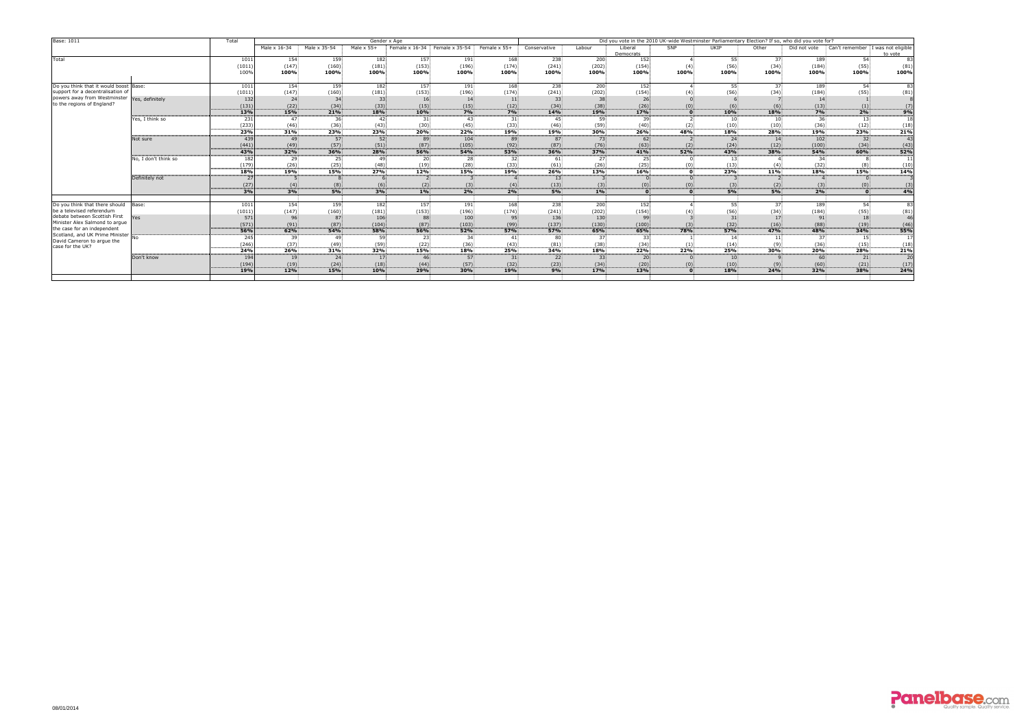| Base: 1011 | | Total | Gender x Age | | | | | | Did you vote in the 2010 UK-wide Westminster Parliamentary Election? If so, who did you vote for? | | | | | | | | |
|---|---|---|---|---|---|---|---|---|---|---|---|---|---|---|---|---|---|
| | | | Male x 16-34 | Male x 35-54 | Male x 55+ | Female x 16-34 | Female x 35-54 | Female x 55+ | Conservative | Labour | Liberal Democrats | SNP | UKIP | Other | Did not vote | Can't remember | I was not eligible to vote |
| Total | | 1011 | 154 | 159 | 182 | 157 | 191 | 168 | 238 | 200 | 152 | 4 | 55 | 37 | 189 | 54 | 83 |
| | | (1011) | (147) | (160) | (181) | (153) | (196) | (174) | (241) | (202) | (154) | (4) | (56) | (34) | (184) | (55) | (81) |
| | | 100% | 100% | 100% | 100% | 100% | 100% | 100% | 100% | 100% | 100% | 100% | 100% | 100% | 100% | 100% | 100% |
| Do you think that it would boost support for a decentralisation of powers away from Westminster to the regions of England? | Base: | 1011 | 154 | 159 | 182 | 157 | 191 | 168 | 238 | 200 | 152 | 4 | 55 | 37 | 189 | 54 | 83 |
| | | (1011) | (147) | (160) | (181) | (153) | (196) | (174) | (241) | (202) | (154) | (4) | (56) | (34) | (184) | (55) | (81) |
| | Yes, definitely | 132 | 24 | 34 | 33 | 16 | 14 | 11 | 33 | 38 | 26 | 0 | 6 | 7 | 14 | 1 | 8 |
| | | (131) | (22) | (34) | (33) | (15) | (15) | (12) | (34) | (38) | (26) | (0) | (6) | (6) | (13) | (1) | (7) |
| | | 13% | 15% | 21% | 18% | 10% | 7% | 7% | 14% | 19% | 17% | 0 | 10% | 18% | 7% | 2% | 9% |
| | Yes, I think so | 231 | 47 | 36 | 42 | 31 | 43 | 31 | 45 | 59 | 39 | 2 | 10 | 10 | 36 | 13 | 18 |
| | | (233) | (46) | (36) | (43) | (30) | (45) | (33) | (46) | (59) | (40) | (2) | (10) | (10) | (36) | (12) | (18) |
| | | 23% | 31% | 23% | 23% | 20% | 22% | 19% | 19% | 30% | 26% | 48% | 18% | 28% | 19% | 23% | 21% |
| | Not sure | 439 | 49 | 57 | 52 | 89 | 104 | 89 | 87 | 73 | 62 | 2 | 24 | 14 | 102 | 32 | 43 |
| | | (441) | (49) | (57) | (51) | (87) | (105) | (92) | (87) | (76) | (63) | (2) | (24) | (12) | (100) | (34) | (43) |
| | | 43% | 32% | 36% | 28% | 56% | 54% | 53% | 36% | 37% | 41% | 52% | 43% | 38% | 54% | 60% | 52% |
| | No, I don't think so | 182 | 29 | 25 | 49 | 20 | 28 | 32 | 61 | 27 | 25 | 0 | 13 | 4 | 34 | 8 | 11 |
| | | (179) | (26) | (25) | (48) | (19) | (28) | (33) | (61) | (26) | (25) | (0) | (13) | (4) | (32) | (8) | (10) |
| | | 18% | 19% | 15% | 27% | 12% | 15% | 19% | 26% | 13% | 16% | 0 | 23% | 11% | 18% | 15% | 14% |
| | Definitely not | 27 | 5 | 8 | 6 | 2 | 3 | 4 | 13 | 3 | 0 | 0 | 3 | 2 | 4 | 0 | 3 |
| | | (27) | (4) | (8) | (6) | (2) | (3) | (4) | (13) | (3) | (0) | (0) | (3) | (2) | (3) | (0) | (3) |
| | | 3% | 3% | 5% | 3% | 1% | 2% | 2% | 5% | 1% | 0 | 0 | 5% | 5% | 2% | 0 | 4% |
| Do you think that there should be a televised referendum debate between Scottish First Minister Alex Salmond to argue the case for an independent Scotland, and UK Prime Minister David Cameron to argue the case for the UK? | Base: | 1011 | 154 | 159 | 182 | 157 | 191 | 168 | 238 | 200 | 152 | 4 | 55 | 37 | 189 | 54 | 83 |
| | | (1011) | (147) | (160) | (181) | (153) | (196) | (174) | (241) | (202) | (154) | (4) | (56) | (34) | (184) | (55) | (81) |
| | Yes | 571 | 96 | 87 | 106 | 88 | 100 | 95 | 136 | 130 | 99 | 3 | 31 | 17 | 91 | 18 | 46 |
| | | (571) | (91) | (87) | (104) | (87) | (103) | (99) | (137) | (130) | (100) | (3) | (32) | (16) | (88) | (19) | (46) |
| | | 56% | 62% | 54% | 58% | 56% | 52% | 57% | 57% | 65% | 65% | 78% | 57% | 47% | 48% | 34% | 55% |
| | No | 245 | 39 | 49 | 59 | 23 | 34 | 41 | 80 | 37 | 33 | 1 | 14 | 11 | 37 | 15 | 17 |
| | | (246) | (37) | (49) | (59) | (22) | (36) | (43) | (81) | (38) | (34) | (1) | (14) | (9) | (36) | (15) | (18) |
| | | 24% | 26% | 31% | 32% | 15% | 18% | 25% | 34% | 18% | 22% | 22% | 25% | 30% | 20% | 28% | 21% |
| | Don't know | 194 | 19 | 24 | 17 | 46 | 57 | 31 | 22 | 33 | 20 | 0 | 10 | 9 | 60 | 21 | 20 |
| | | (194) | (19) | (24) | (18) | (44) | (57) | (32) | (23) | (34) | (20) | (0) | (10) | (9) | (60) | (21) | (17) |
| | | 19% | 12% | 15% | 10% | 29% | 30% | 19% | 9% | 17% | 13% | 0 | 18% | 24% | 32% | 38% | 24% |